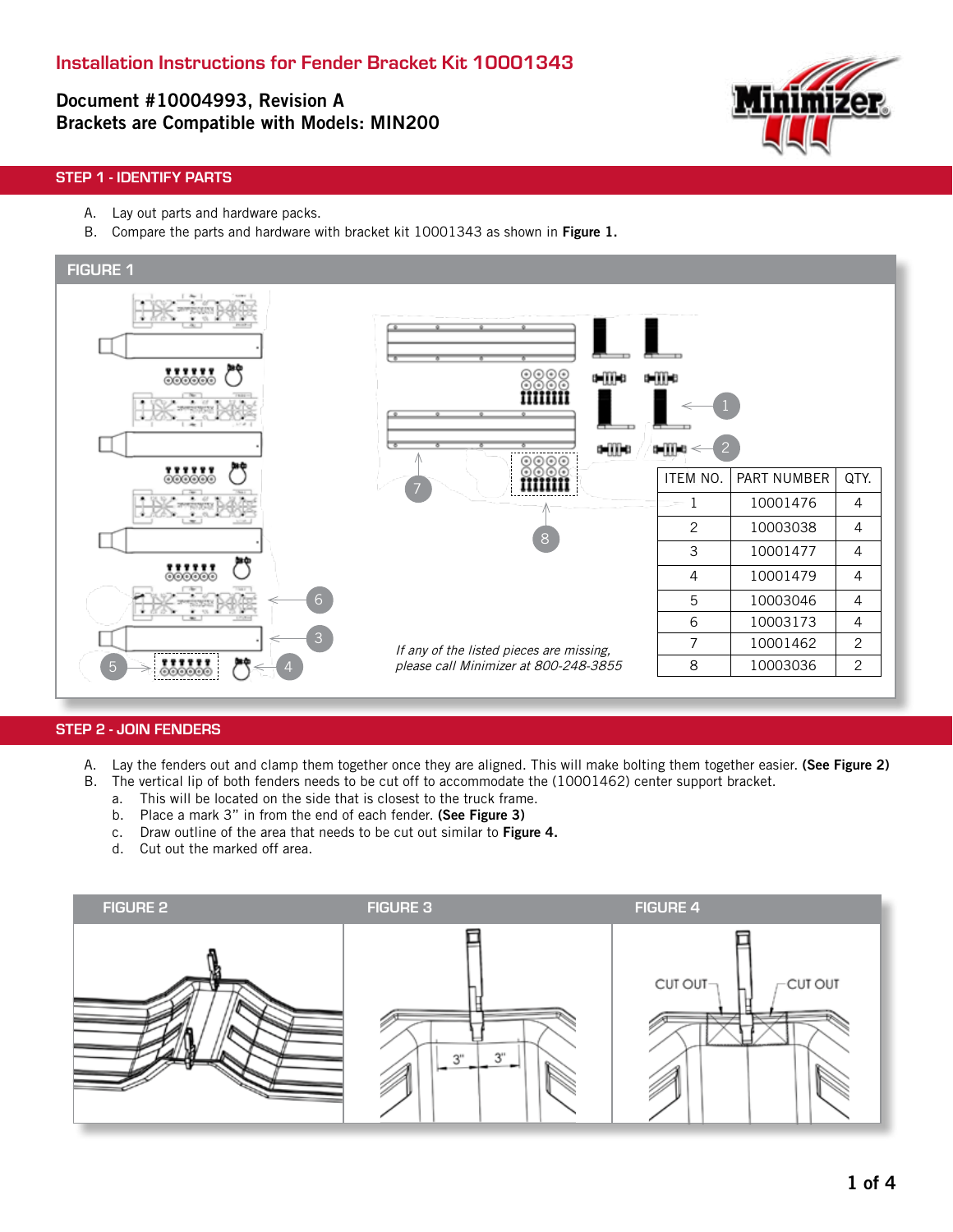# Installation Instructions for Fender Bracket Kit 10001343

**Document #10004993, Revision A**
**Brackets are Compatible with Models: MIN200**

## STEP 1 - IDENTIFY PARTS

A. Lay out parts and hardware packs.
B. Compare the parts and hardware with bracket kit 10001343 as shown in **Figure 1.**

### FIGURE 1

| ITEM NO. | PART NUMBER | QTY. |
|---|---|---|
| 1 | 10001476 | 4 |
| 2 | 10003038 | 4 |
| 3 | 10001477 | 4 |
| 4 | 10001479 | 4 |
| 5 | 10003046 | 4 |
| 6 | 10003173 | 4 |
| 7 | 10001462 | 2 |
| 8 | 10003036 | 2 |

*If any of the listed pieces are missing, please call Minimizer at 800-248-3855*

## STEP 2 - JOIN FENDERS

A. Lay the fenders out and clamp them together once they are aligned. This will make bolting them together easier. **(See Figure 2)**
B. The vertical lip of both fenders needs to be cut off to accommodate the (10001462) center support bracket.
   a. This will be located on the side that is closest to the truck frame.
   b. Place a mark 3” in from the end of each fender. **(See Figure 3)**
   c. Draw outline of the area that needs to be cut out similar to **Figure 4.**
   d. Cut out the marked off area.

FIGURE 2

FIGURE 3

FIGURE 4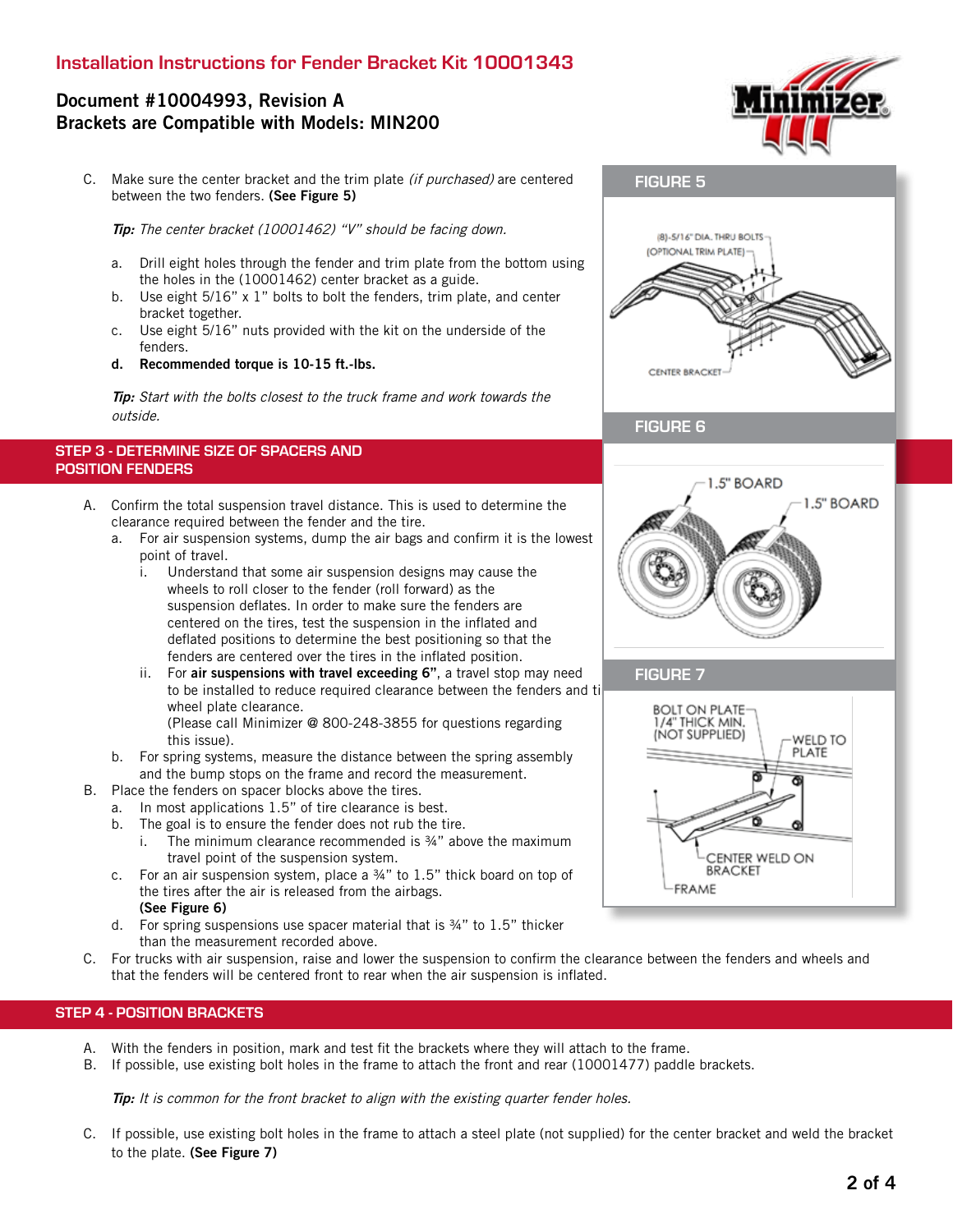# Installation Instructions for Fender Bracket Kit 10001343

**Document #10004993, Revision A**
**Brackets are Compatible with Models: MIN200**

C. Make sure the center bracket and the trim plate *(if purchased)* are centered between the two fenders. **(See Figure 5)**

*Tip: The center bracket (10001462) "V" should be facing down.*

a. Drill eight holes through the fender and trim plate from the bottom using the holes in the (10001462) center bracket as a guide.
b. Use eight 5/16" x 1" bolts to bolt the fenders, trim plate, and center bracket together.
c. Use eight 5/16" nuts provided with the kit on the underside of the fenders.
**d. Recommended torque is 10-15 ft.-lbs.**

*Tip: Start with the bolts closest to the truck frame and work towards the outside.*

## STEP 3 - DETERMINE SIZE OF SPACERS AND POSITION FENDERS

A. Confirm the total suspension travel distance. This is used to determine the clearance required between the fender and the tire.
   a. For air suspension systems, dump the air bags and confirm it is the lowest point of travel.
      i. Understand that some air suspension designs may cause the wheels to roll closer to the fender (roll forward) as the suspension deflates. In order to make sure the fenders are centered on the tires, test the suspension in the inflated and deflated positions to determine the best positioning so that the fenders are centered over the tires in the inflated position.
      ii. For **air suspensions with travel exceeding 6"**, a travel stop may need to be installed to reduce required clearance between the fenders and ti wheel plate clearance.
      (Please call Minimizer @ 800-248-3855 for questions regarding this issue).
   b. For spring systems, measure the distance between the spring assembly and the bump stops on the frame and record the measurement.
B. Place the fenders on spacer blocks above the tires.
   a. In most applications 1.5" of tire clearance is best.
   b. The goal is to ensure the fender does not rub the tire.
      i. The minimum clearance recommended is ¾" above the maximum travel point of the suspension system.
   c. For an air suspension system, place a ¾" to 1.5" thick board on top of the tires after the air is released from the airbags.
   **(See Figure 6)**
   d. For spring suspensions use spacer material that is ¾" to 1.5" thicker than the measurement recorded above.
C. For trucks with air suspension, raise and lower the suspension to confirm the clearance between the fenders and wheels and that the fenders will be centered front to rear when the air suspension is inflated.

**FIGURE 5**

(8)-5/16" DIA. THRU BOLTS
(OPTIONAL TRIM PLATE)
CENTER BRACKET

**FIGURE 6**

1.5" BOARD
1.5" BOARD

**FIGURE 7**

BOLT ON PLATE
1/4" THICK MIN.
(NOT SUPPLIED)
WELD TO PLATE
CENTER WELD ON BRACKET
FRAME

## STEP 4 - POSITION BRACKETS

A. With the fenders in position, mark and test fit the brackets where they will attach to the frame.
B. If possible, use existing bolt holes in the frame to attach the front and rear (10001477) paddle brackets.

*Tip: It is common for the front bracket to align with the existing quarter fender holes.*

C. If possible, use existing bolt holes in the frame to attach a steel plate (not supplied) for the center bracket and weld the bracket to the plate. **(See Figure 7)**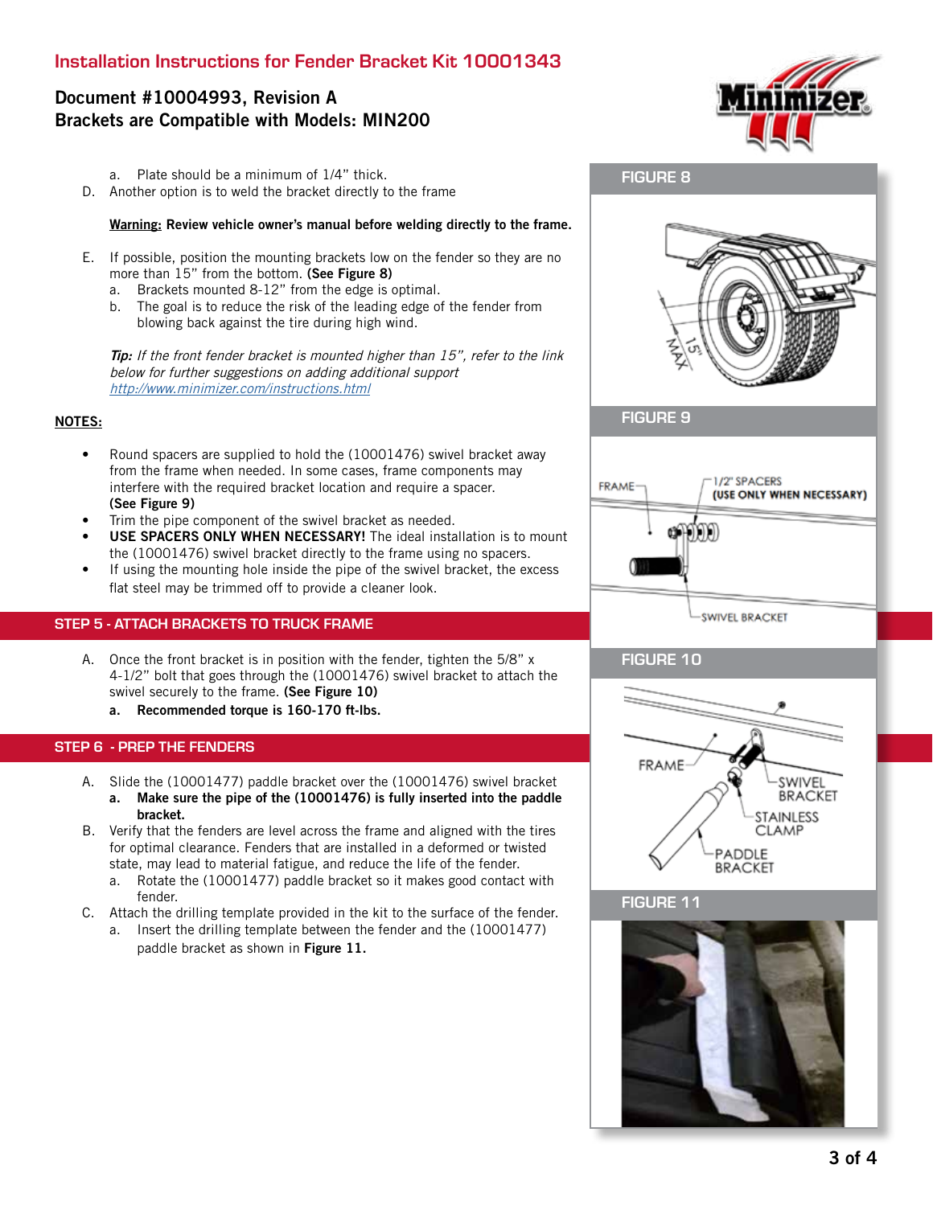# Installation Instructions for Fender Bracket Kit 10001343

## Document #10004993, Revision A
## Brackets are Compatible with Models: MIN200

   a. Plate should be a minimum of 1/4" thick.

D. Another option is to weld the bracket directly to the frame

   **Warning: Review vehicle owner's manual before welding directly to the frame.**

E. If possible, position the mounting brackets low on the fender so they are no more than 15" from the bottom. **(See Figure 8)**
   a. Brackets mounted 8-12" from the edge is optimal.
   b. The goal is to reduce the risk of the leading edge of the fender from blowing back against the tire during high wind.

   ***Tip:*** *If the front fender bracket is mounted higher than 15", refer to the link below for further suggestions on adding additional support* *http://www.minimizer.com/instructions.html*

**NOTES:**

- Round spacers are supplied to hold the (10001476) swivel bracket away from the frame when needed. In some cases, frame components may interfere with the required bracket location and require a spacer. **(See Figure 9)**
- Trim the pipe component of the swivel bracket as needed.
- **USE SPACERS ONLY WHEN NECESSARY!** The ideal installation is to mount the (10001476) swivel bracket directly to the frame using no spacers.
- If using the mounting hole inside the pipe of the swivel bracket, the excess flat steel may be trimmed off to provide a cleaner look.

## STEP 5 - ATTACH BRACKETS TO TRUCK FRAME

A. Once the front bracket is in position with the fender, tighten the 5/8" x 4-1/2" bolt that goes through the (10001476) swivel bracket to attach the swivel securely to the frame. **(See Figure 10)**
   **a. Recommended torque is 160-170 ft-lbs.**

## STEP 6 - PREP THE FENDERS

A. Slide the (10001477) paddle bracket over the (10001476) swivel bracket
   **a. Make sure the pipe of the (10001476) is fully inserted into the paddle bracket.**

B. Verify that the fenders are level across the frame and aligned with the tires for optimal clearance. Fenders that are installed in a deformed or twisted state, may lead to material fatigue, and reduce the life of the fender.
   a. Rotate the (10001477) paddle bracket so it makes good contact with fender.

C. Attach the drilling template provided in the kit to the surface of the fender.
   a. Insert the drilling template between the fender and the (10001477) paddle bracket as shown in **Figure 11.**

FIGURE 8

15" MAX

FIGURE 9

FRAME — 1/2" SPACERS (USE ONLY WHEN NECESSARY) — SWIVEL BRACKET

FIGURE 10

FRAME — SWIVEL BRACKET — STAINLESS CLAMP — PADDLE BRACKET

FIGURE 11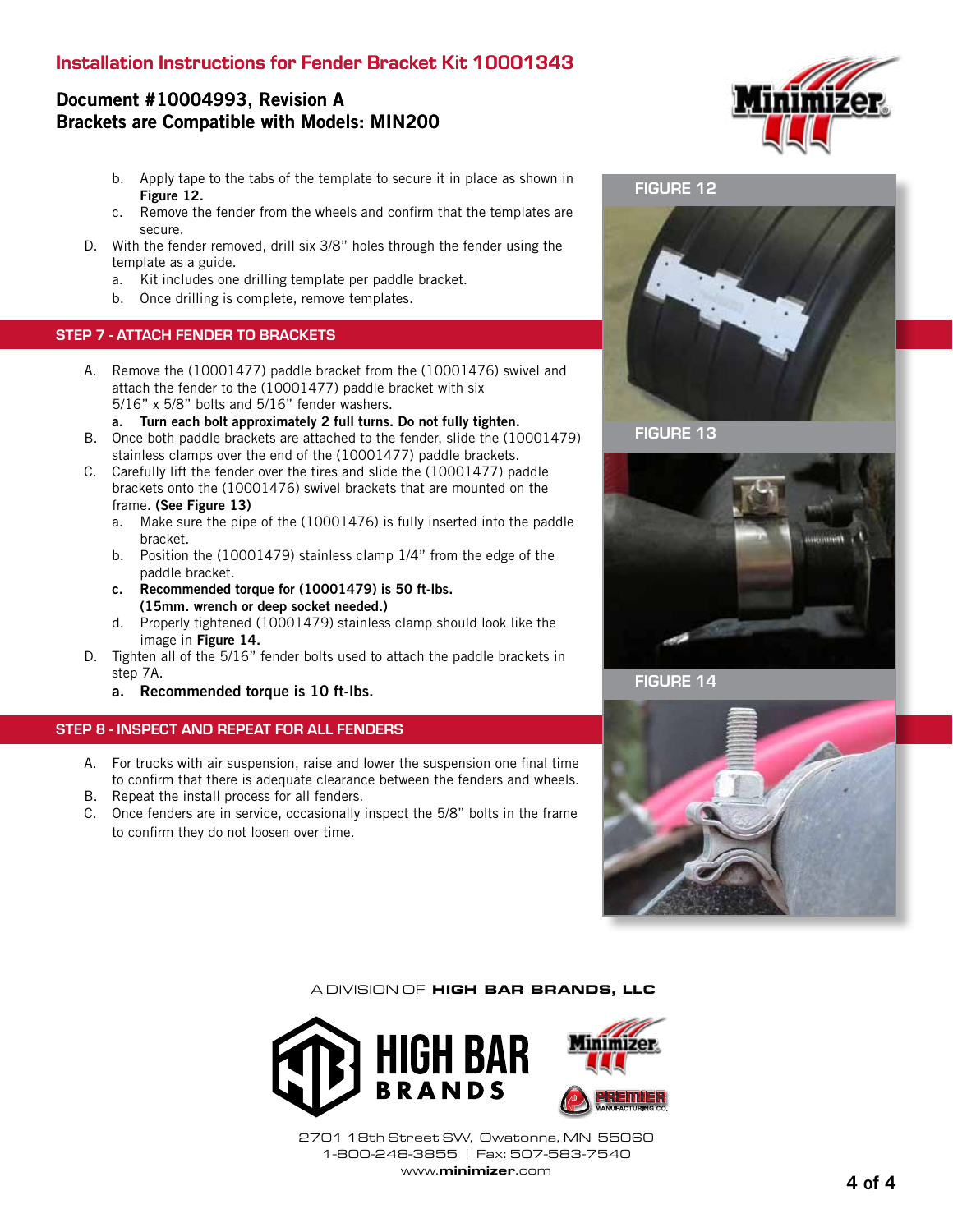b. Apply tape to the tabs of the template to secure it in place as shown in **Figure 12.**
c. Remove the fender from the wheels and confirm that the templates are secure.

D. With the fender removed, drill six 3/8" holes through the fender using the template as a guide.
   a. Kit includes one drilling template per paddle bracket.
   b. Once drilling is complete, remove templates.

FIGURE 12

FIGURE 13

FIGURE 14

## STEP 7 - ATTACH FENDER TO BRACKETS

A. Remove the (10001477) paddle bracket from the (10001476) swivel and attach the fender to the (10001477) paddle bracket with six 5/16" x 5/8" bolts and 5/16" fender washers.
   a. **Turn each bolt approximately 2 full turns. Do not fully tighten.**

B. Once both paddle brackets are attached to the fender, slide the (10001479) stainless clamps over the end of the (10001477) paddle brackets.

C. Carefully lift the fender over the tires and slide the (10001477) paddle brackets onto the (10001476) swivel brackets that are mounted on the frame. **(See Figure 13)**
   a. Make sure the pipe of the (10001476) is fully inserted into the paddle bracket.
   b. Position the (10001479) stainless clamp 1/4" from the edge of the paddle bracket.
   c. **Recommended torque for (10001479) is 50 ft-lbs. (15mm. wrench or deep socket needed.)**
   d. Properly tightened (10001479) stainless clamp should look like the image in **Figure 14.**

D. Tighten all of the 5/16" fender bolts used to attach the paddle brackets in step 7A.
   a. **Recommended torque is 10 ft-lbs.**

## STEP 8 - INSPECT AND REPEAT FOR ALL FENDERS

A. For trucks with air suspension, raise and lower the suspension one final time to confirm that there is adequate clearance between the fenders and wheels.

B. Repeat the install process for all fenders.

C. Once fenders are in service, occasionally inspect the 5/8" bolts in the frame to confirm they do not loosen over time.

A DIVISION OF **HIGH BAR BRANDS, LLC**

2701 18th Street SW, Owatonna, MN 55060
1-800-248-3855 | Fax: 507-583-7540
www.**minimizer**.com